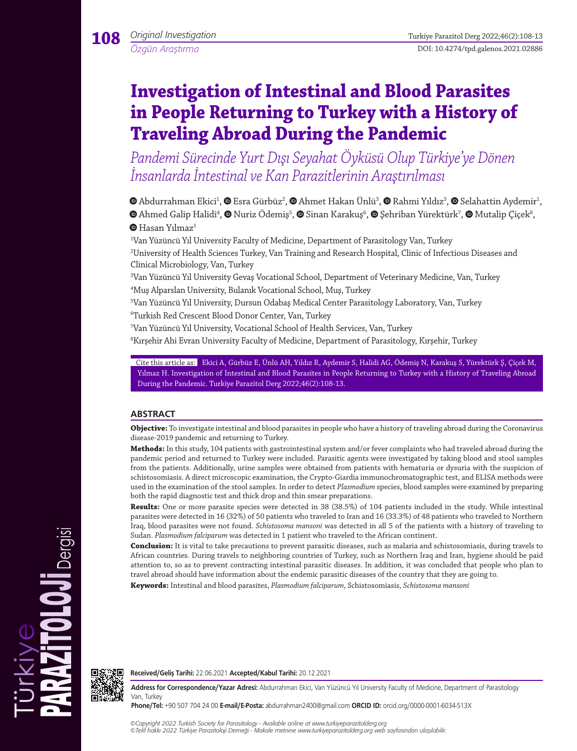Original Investigation

Özgün Araştırma

# Investigation of Intestinal and Blood Parasites in People Returning to Turkey with a History of Traveling Abroad During the Pandemic

*Pandemi Sürecinde Yurt Dışı Seyahat Öyküsü Olup Türkiye'ye Dönen İnsanlarda İntestinal ve Kan Parazitlerinin Araştırılması*

Abdurrahman Ekici[1], Esra Gürbüz[2], Ahmet Hakan Ünlü[3], Rahmi Yıldız[3], Selahattin Aydemir[1], Ahmed Galip Halidi[4], Nuriz Ödemiş[5], Sinan Karakuş[6], Şehriban Yürektürk[7], Mutalip Çiçek[8], Hasan Yılmaz[1]

[1]Van Yüzüncü Yıl University Faculty of Medicine, Department of Parasitology Van, Turkey
[2]University of Health Sciences Turkey, Van Training and Research Hospital, Clinic of Infectious Diseases and Clinical Microbiology, Van, Turkey
[3]Van Yüzüncü Yıl University Gevaş Vocational School, Department of Veterinary Medicine, Van, Turkey
[4]Muş Alparslan University, Bulanık Vocational School, Muş, Turkey
[5]Van Yüzüncü Yıl University, Dursun Odabaş Medical Center Parasitology Laboratory, Van, Turkey
[6]Turkish Red Crescent Blood Donor Center, Van, Turkey
[7]Van Yüzüncü Yıl University, Vocational School of Health Services, Van, Turkey
[8]Kırşehir Ahi Evran University Faculty of Medicine, Department of Parasitology, Kırşehir, Turkey

Cite this article as: Ekici A, Gürbüz E, Ünlü AH, Yıldız R, Aydemir S, Halidi AG, Ödemiş N, Karakuş S, Yürektürk Ş, Çiçek M, Yılmaz H. Investigation of Intestinal and Blood Parasites in People Returning to Turkey with a History of Traveling Abroad During the Pandemic. Turkiye Parazitol Derg 2022;46(2):108-13.

## ABSTRACT

**Objective:** To investigate intestinal and blood parasites in people who have a history of traveling abroad during the Coronavirus disease-2019 pandemic and returning to Turkey.

**Methods:** In this study, 104 patients with gastrointestinal system and/or fever complaints who had traveled abroad during the pandemic period and returned to Turkey were included. Parasitic agents were investigated by taking blood and stool samples from the patients. Additionally, urine samples were obtained from patients with hematuria or dysuria with the suspicion of schistosomiasis. A direct microscopic examination, the Crypto-Giardia immunochromatographic test, and ELISA methods were used in the examination of the stool samples. In order to detect *Plasmodium* species, blood samples were examined by preparing both the rapid diagnostic test and thick drop and thin smear preparations.

**Results:** One or more parasite species were detected in 38 (38.5%) of 104 patients included in the study. While intestinal parasites were detected in 16 (32%) of 50 patients who traveled to Iran and 16 (33.3%) of 48 patients who traveled to Northern Iraq, blood parasites were not found. *Schistosoma mansoni* was detected in all 5 of the patients with a history of traveling to Sudan. *Plasmodium falciparum* was detected in 1 patient who traveled to the African continent.

**Conclusion:** It is vital to take precautions to prevent parasitic diseases, such as malaria and schistosomiasis, during travels to African countries. During travels to neighboring countries of Turkey, such as Northern Iraq and Iran, hygiene should be paid attention to, so as to prevent contracting intestinal parasitic diseases. In addition, it was concluded that people who plan to travel abroad should have information about the endemic parasitic diseases of the country that they are going to.

**Keywords:** Intestinal and blood parasites, *Plasmodium falciparum*, Schistosomiasis, *Schistosoma mansoni*

**Received/Geliş Tarihi:** 22.06.2021 **Accepted/Kabul Tarihi:** 20.12.2021

**Address for Correspondence/Yazar Adresi:** Abdurrahman Ekici, Van Yüzüncü Yıl University Faculty of Medicine, Department of Parasitology Van, Turkey

**Phone/Tel:** +90 507 704 24 00 **E-mail/E-Posta:** abdurrahman2400@gmail.com **ORCID ID:** orcid.org/0000-0001-6034-513X

*©Copyright 2022 Turkish Society for Parasitology - Available online at www.turkiyeparazitolderg.org*
*©Telif hakkı 2022 Türkiye Parazitoloji Derneği - Makale metnine www.turkiyeparazitolderg.org web sayfasından ulaşılabilir.*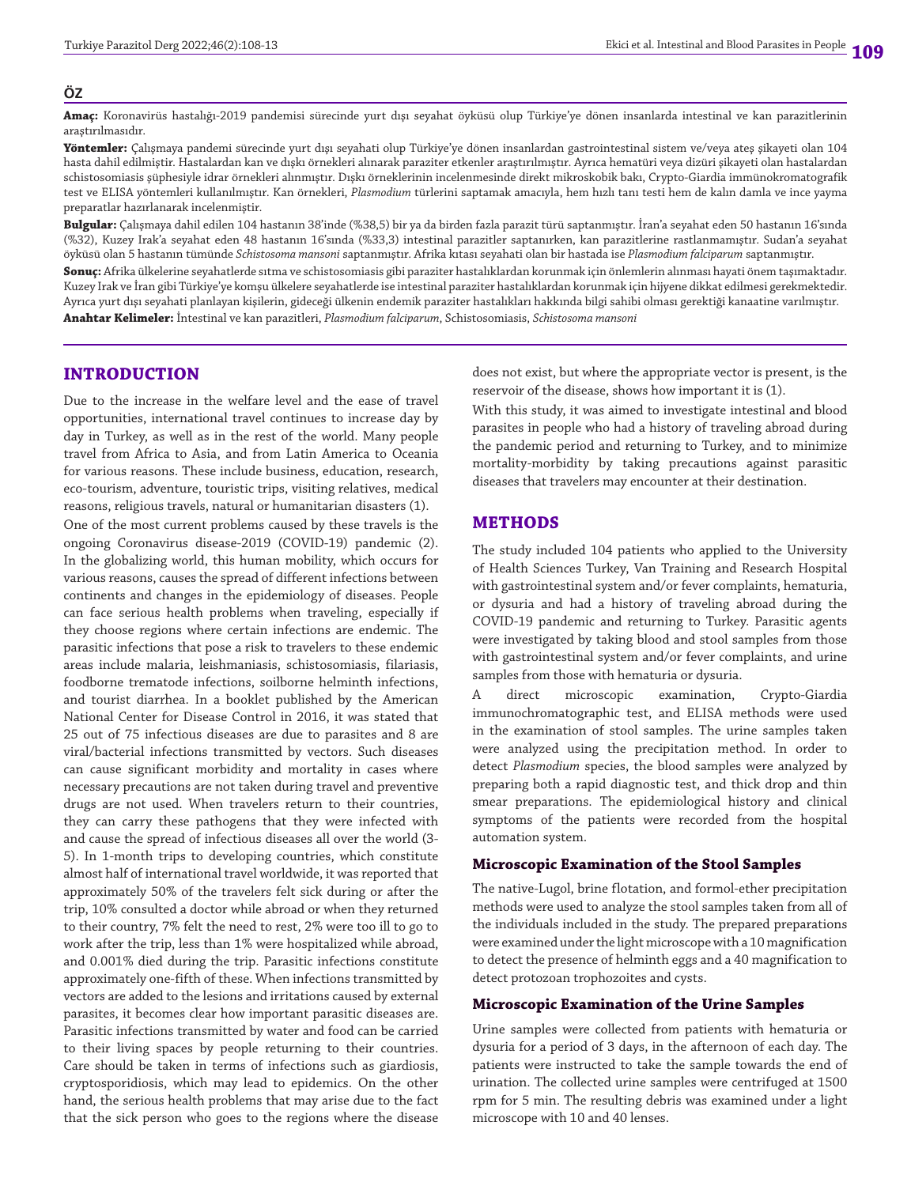## ÖZ

**Amaç:** Koronavirüs hastalığı-2019 pandemisi sürecinde yurt dışı seyahat öyküsü olup Türkiye'ye dönen insanlarda intestinal ve kan parazitlerinin araştırılmasıdır.

**Yöntemler:** Çalışmaya pandemi sürecinde yurt dışı seyahati olup Türkiye'ye dönen insanlardan gastrointestinal sistem ve/veya ateş şikayeti olan 104 hasta dahil edilmiştir. Hastalardan kan ve dışkı örnekleri alınarak paraziter etkenler araştırılmıştır. Ayrıca hematüri veya dizüri şikayeti olan hastalardan schistosomiasis şüphesiyle idrar örnekleri alınmıştır. Dışkı örneklerinin incelenmesinde direkt mikroskobik bakı, Crypto-Giardia immünokromatografik test ve ELISA yöntemleri kullanılmıştır. Kan örnekleri, *Plasmodium* türlerini saptamak amacıyla, hem hızlı tanı testi hem de kalın damla ve ince yayma preparatlar hazırlanarak incelenmiştir.

**Bulgular:** Çalışmaya dahil edilen 104 hastanın 38'inde (%38,5) bir ya da birden fazla parazit türü saptanmıştır. İran'a seyahat eden 50 hastanın 16'sında (%32), Kuzey Irak'a seyahat eden 48 hastanın 16'sında (%33,3) intestinal parazitler saptanırken, kan parazitlerine rastlanmamıştır. Sudan'a seyahat öyküsü olan 5 hastanın tümünde *Schistosoma mansoni* saptanmıştır. Afrika kıtası seyahati olan bir hastada ise *Plasmodium falciparum* saptanmıştır.

**Sonuç:** Afrika ülkelerine seyahatlerde sıtma ve schistosomiasis gibi paraziter hastalıklardan korunmak için önlemlerin alınması hayati önem taşımaktadır. Kuzey Irak ve İran gibi Türkiye'ye komşu ülkelere seyahatlerde ise intestinal paraziter hastalıklardan korunmak için hijyene dikkat edilmesi gerekmektedir. Ayrıca yurt dışı seyahati planlayan kişilerin, gideceği ülkenin endemik paraziter hastalıkları hakkında bilgi sahibi olması gerektiği kanaatine varılmıştır.

**Anahtar Kelimeler:** İntestinal ve kan parazitleri, *Plasmodium falciparum*, Schistosomiasis, *Schistosoma mansoni*

## INTRODUCTION

Due to the increase in the welfare level and the ease of travel opportunities, international travel continues to increase day by day in Turkey, as well as in the rest of the world. Many people travel from Africa to Asia, and from Latin America to Oceania for various reasons. These include business, education, research, eco-tourism, adventure, touristic trips, visiting relatives, medical reasons, religious travels, natural or humanitarian disasters (1).

One of the most current problems caused by these travels is the ongoing Coronavirus disease-2019 (COVID-19) pandemic (2). In the globalizing world, this human mobility, which occurs for various reasons, causes the spread of different infections between continents and changes in the epidemiology of diseases. People can face serious health problems when traveling, especially if they choose regions where certain infections are endemic. The parasitic infections that pose a risk to travelers to these endemic areas include malaria, leishmaniasis, schistosomiasis, filariasis, foodborne trematode infections, soilborne helminth infections, and tourist diarrhea. In a booklet published by the American National Center for Disease Control in 2016, it was stated that 25 out of 75 infectious diseases are due to parasites and 8 are viral/bacterial infections transmitted by vectors. Such diseases can cause significant morbidity and mortality in cases where necessary precautions are not taken during travel and preventive drugs are not used. When travelers return to their countries, they can carry these pathogens that they were infected with and cause the spread of infectious diseases all over the world (3-5). In 1-month trips to developing countries, which constitute almost half of international travel worldwide, it was reported that approximately 50% of the travelers felt sick during or after the trip, 10% consulted a doctor while abroad or when they returned to their country, 7% felt the need to rest, 2% were too ill to go to work after the trip, less than 1% were hospitalized while abroad, and 0.001% died during the trip. Parasitic infections constitute approximately one-fifth of these. When infections transmitted by vectors are added to the lesions and irritations caused by external parasites, it becomes clear how important parasitic diseases are. Parasitic infections transmitted by water and food can be carried to their living spaces by people returning to their countries. Care should be taken in terms of infections such as giardiosis, cryptosporidiosis, which may lead to epidemics. On the other hand, the serious health problems that may arise due to the fact that the sick person who goes to the regions where the disease does not exist, but where the appropriate vector is present, is the reservoir of the disease, shows how important it is (1).

With this study, it was aimed to investigate intestinal and blood parasites in people who had a history of traveling abroad during the pandemic period and returning to Turkey, and to minimize mortality-morbidity by taking precautions against parasitic diseases that travelers may encounter at their destination.

## METHODS

The study included 104 patients who applied to the University of Health Sciences Turkey, Van Training and Research Hospital with gastrointestinal system and/or fever complaints, hematuria, or dysuria and had a history of traveling abroad during the COVID-19 pandemic and returning to Turkey. Parasitic agents were investigated by taking blood and stool samples from those with gastrointestinal system and/or fever complaints, and urine samples from those with hematuria or dysuria.

A direct microscopic examination, Crypto-Giardia immunochromatographic test, and ELISA methods were used in the examination of stool samples. The urine samples taken were analyzed using the precipitation method. In order to detect *Plasmodium* species, the blood samples were analyzed by preparing both a rapid diagnostic test, and thick drop and thin smear preparations. The epidemiological history and clinical symptoms of the patients were recorded from the hospital automation system.

### Microscopic Examination of the Stool Samples

The native-Lugol, brine flotation, and formol-ether precipitation methods were used to analyze the stool samples taken from all of the individuals included in the study. The prepared preparations were examined under the light microscope with a 10 magnification to detect the presence of helminth eggs and a 40 magnification to detect protozoan trophozoites and cysts.

### Microscopic Examination of the Urine Samples

Urine samples were collected from patients with hematuria or dysuria for a period of 3 days, in the afternoon of each day. The patients were instructed to take the sample towards the end of urination. The collected urine samples were centrifuged at 1500 rpm for 5 min. The resulting debris was examined under a light microscope with 10 and 40 lenses.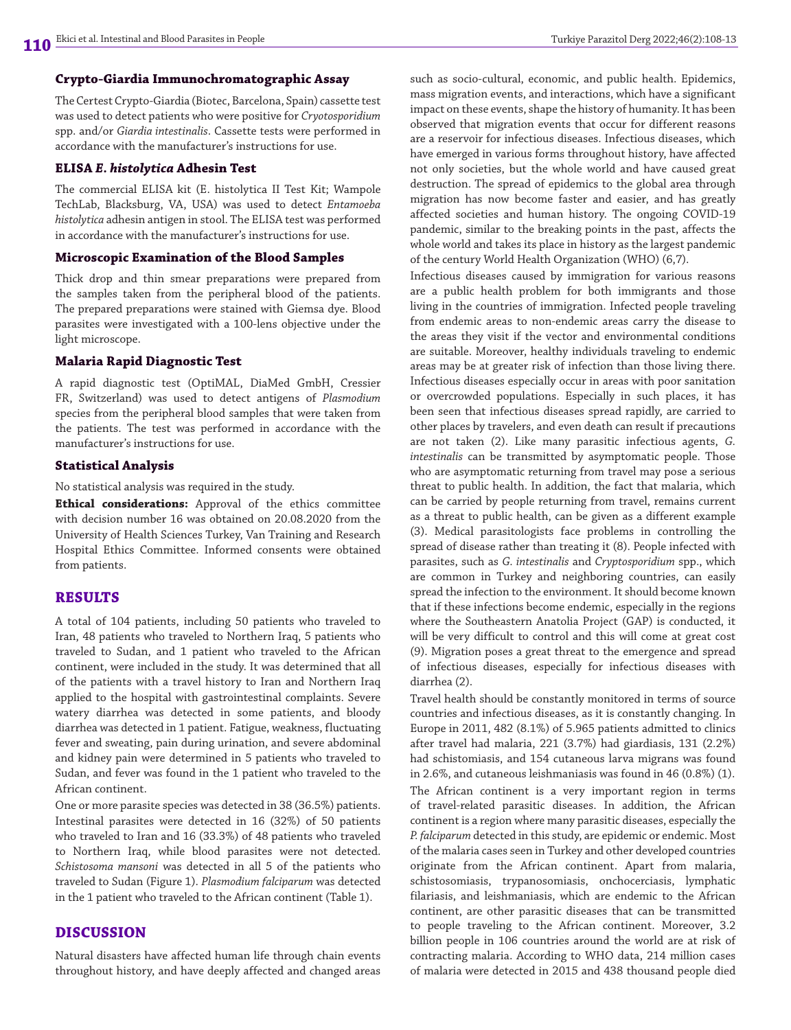### Crypto-Giardia Immunochromatographic Assay

The Certest Crypto-Giardia (Biotec, Barcelona, Spain) cassette test was used to detect patients who were positive for *Cryotosporidium* spp. and/or *Giardia intestinalis*. Cassette tests were performed in accordance with the manufacturer's instructions for use.

### ELISA *E. histolytica* Adhesin Test

The commercial ELISA kit (E. histolytica II Test Kit; Wampole TechLab, Blacksburg, VA, USA) was used to detect *Entamoeba histolytica* adhesin antigen in stool. The ELISA test was performed in accordance with the manufacturer's instructions for use.

### Microscopic Examination of the Blood Samples

Thick drop and thin smear preparations were prepared from the samples taken from the peripheral blood of the patients. The prepared preparations were stained with Giemsa dye. Blood parasites were investigated with a 100-lens objective under the light microscope.

### Malaria Rapid Diagnostic Test

A rapid diagnostic test (OptiMAL, DiaMed GmbH, Cressier FR, Switzerland) was used to detect antigens of *Plasmodium* species from the peripheral blood samples that were taken from the patients. The test was performed in accordance with the manufacturer's instructions for use.

### Statistical Analysis

No statistical analysis was required in the study.

**Ethical considerations:** Approval of the ethics committee with decision number 16 was obtained on 20.08.2020 from the University of Health Sciences Turkey, Van Training and Research Hospital Ethics Committee. Informed consents were obtained from patients.

## RESULTS

A total of 104 patients, including 50 patients who traveled to Iran, 48 patients who traveled to Northern Iraq, 5 patients who traveled to Sudan, and 1 patient who traveled to the African continent, were included in the study. It was determined that all of the patients with a travel history to Iran and Northern Iraq applied to the hospital with gastrointestinal complaints. Severe watery diarrhea was detected in some patients, and bloody diarrhea was detected in 1 patient. Fatigue, weakness, fluctuating fever and sweating, pain during urination, and severe abdominal and kidney pain were determined in 5 patients who traveled to Sudan, and fever was found in the 1 patient who traveled to the African continent.

One or more parasite species was detected in 38 (36.5%) patients. Intestinal parasites were detected in 16 (32%) of 50 patients who traveled to Iran and 16 (33.3%) of 48 patients who traveled to Northern Iraq, while blood parasites were not detected. *Schistosoma mansoni* was detected in all 5 of the patients who traveled to Sudan (Figure 1). *Plasmodium falciparum* was detected in the 1 patient who traveled to the African continent (Table 1).

## DISCUSSION

Natural disasters have affected human life through chain events throughout history, and have deeply affected and changed areas such as socio-cultural, economic, and public health. Epidemics, mass migration events, and interactions, which have a significant impact on these events, shape the history of humanity. It has been observed that migration events that occur for different reasons are a reservoir for infectious diseases. Infectious diseases, which have emerged in various forms throughout history, have affected not only societies, but the whole world and have caused great destruction. The spread of epidemics to the global area through migration has now become faster and easier, and has greatly affected societies and human history. The ongoing COVID-19 pandemic, similar to the breaking points in the past, affects the whole world and takes its place in history as the largest pandemic of the century World Health Organization (WHO) (6,7).

Infectious diseases caused by immigration for various reasons are a public health problem for both immigrants and those living in the countries of immigration. Infected people traveling from endemic areas to non-endemic areas carry the disease to the areas they visit if the vector and environmental conditions are suitable. Moreover, healthy individuals traveling to endemic areas may be at greater risk of infection than those living there. Infectious diseases especially occur in areas with poor sanitation or overcrowded populations. Especially in such places, it has been seen that infectious diseases spread rapidly, are carried to other places by travelers, and even death can result if precautions are not taken (2). Like many parasitic infectious agents, *G. intestinalis* can be transmitted by asymptomatic people. Those who are asymptomatic returning from travel may pose a serious threat to public health. In addition, the fact that malaria, which can be carried by people returning from travel, remains current as a threat to public health, can be given as a different example (3). Medical parasitologists face problems in controlling the spread of disease rather than treating it (8). People infected with parasites, such as *G. intestinalis* and *Cryptosporidium* spp., which are common in Turkey and neighboring countries, can easily spread the infection to the environment. It should become known that if these infections become endemic, especially in the regions where the Southeastern Anatolia Project (GAP) is conducted, it will be very difficult to control and this will come at great cost (9). Migration poses a great threat to the emergence and spread of infectious diseases, especially for infectious diseases with diarrhea (2).

Travel health should be constantly monitored in terms of source countries and infectious diseases, as it is constantly changing. In Europe in 2011, 482 (8.1%) of 5.965 patients admitted to clinics after travel had malaria, 221 (3.7%) had giardiasis, 131 (2.2%) had schistomiasis, and 154 cutaneous larva migrans was found in 2.6%, and cutaneous leishmaniasis was found in 46 (0.8%) (1).

The African continent is a very important region in terms of travel-related parasitic diseases. In addition, the African continent is a region where many parasitic diseases, especially the *P. falciparum* detected in this study, are epidemic or endemic. Most of the malaria cases seen in Turkey and other developed countries originate from the African continent. Apart from malaria, schistosomiasis, trypanosomiasis, onchocerciasis, lymphatic filariasis, and leishmaniasis, which are endemic to the African continent, are other parasitic diseases that can be transmitted to people traveling to the African continent. Moreover, 3.2 billion people in 106 countries around the world are at risk of contracting malaria. According to WHO data, 214 million cases of malaria were detected in 2015 and 438 thousand people died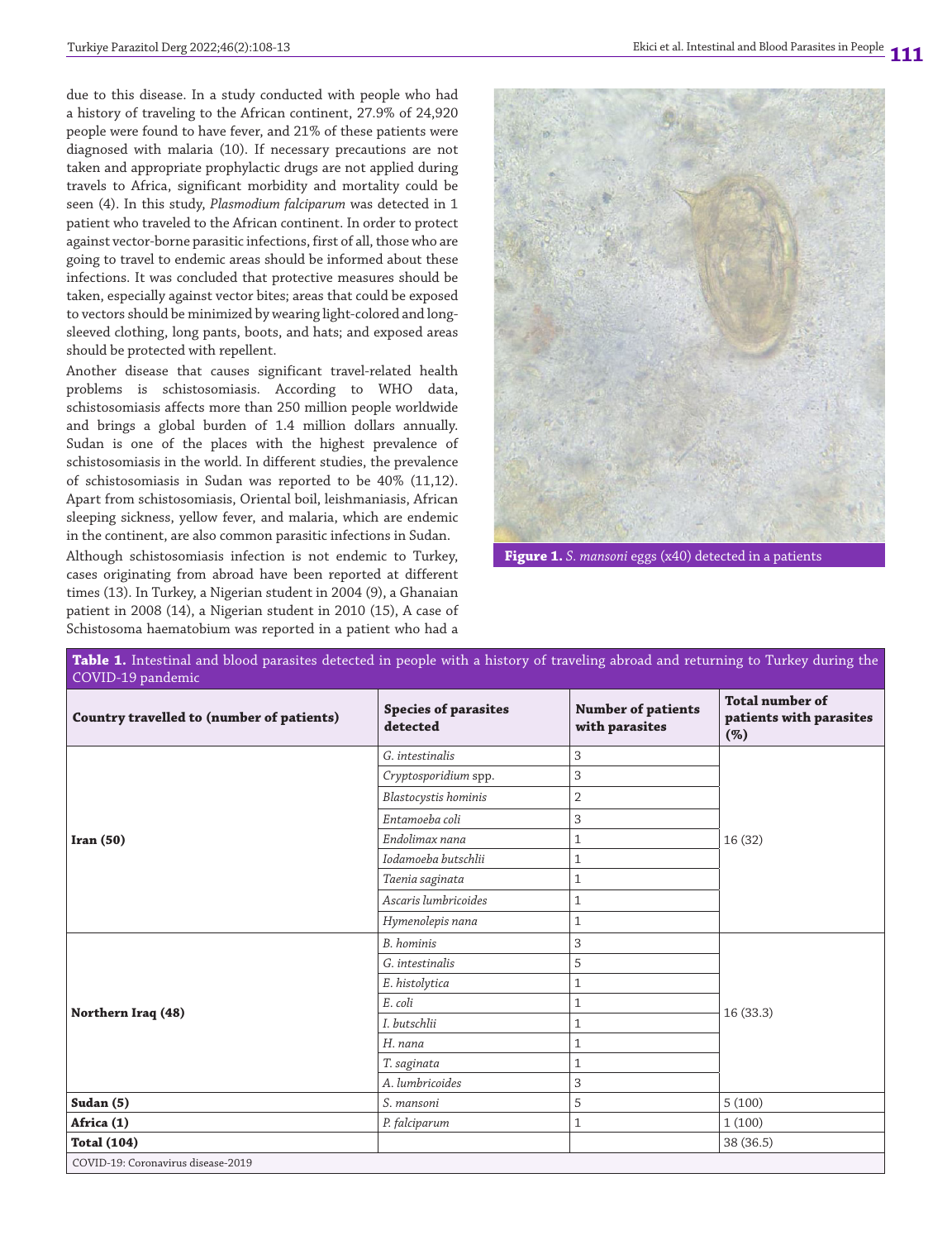due to this disease. In a study conducted with people who had a history of traveling to the African continent, 27.9% of 24,920 people were found to have fever, and 21% of these patients were diagnosed with malaria (10). If necessary precautions are not taken and appropriate prophylactic drugs are not applied during travels to Africa, significant morbidity and mortality could be seen (4). In this study, *Plasmodium falciparum* was detected in 1 patient who traveled to the African continent. In order to protect against vector-borne parasitic infections, first of all, those who are going to travel to endemic areas should be informed about these infections. It was concluded that protective measures should be taken, especially against vector bites; areas that could be exposed to vectors should be minimized by wearing light-colored and long-sleeved clothing, long pants, boots, and hats; and exposed areas should be protected with repellent.

Another disease that causes significant travel-related health problems is schistosomiasis. According to WHO data, schistosomiasis affects more than 250 million people worldwide and brings a global burden of 1.4 million dollars annually. Sudan is one of the places with the highest prevalence of schistosomiasis in the world. In different studies, the prevalence of schistosomiasis in Sudan was reported to be 40% (11,12). Apart from schistosomiasis, Oriental boil, leishmaniasis, African sleeping sickness, yellow fever, and malaria, which are endemic in the continent, are also common parasitic infections in Sudan.

Although schistosomiasis infection is not endemic to Turkey, cases originating from abroad have been reported at different times (13). In Turkey, a Nigerian student in 2004 (9), a Ghanaian patient in 2008 (14), a Nigerian student in 2010 (15), A case of Schistosoma haematobium was reported in a patient who had a

**Figure 1.** *S. mansoni* eggs (x40) detected in a patients

**Table 1.** Intestinal and blood parasites detected in people with a history of traveling abroad and returning to Turkey during the COVID-19 pandemic

| Country travelled to (number of patients) | Species of parasites detected | Number of patients with parasites | Total number of patients with parasites (%) |
|---|---|---|---|
| **Iran (50)** | *G. intestinalis* | 3 | 16 (32) |
| | *Cryptosporidium* spp. | 3 | |
| | *Blastocystis hominis* | 2 | |
| | *Entamoeba coli* | 3 | |
| | *Endolimax nana* | 1 | |
| | *Iodamoeba butschlii* | 1 | |
| | *Taenia saginata* | 1 | |
| | *Ascaris lumbricoides* | 1 | |
| | *Hymenolepis nana* | 1 | |
| **Northern Iraq (48)** | *B. hominis* | 3 | 16 (33.3) |
| | *G. intestinalis* | 5 | |
| | *E. histolytica* | 1 | |
| | *E. coli* | 1 | |
| | *I. butschlii* | 1 | |
| | *H. nana* | 1 | |
| | *T. saginata* | 1 | |
| | *A. lumbricoides* | 3 | |
| **Sudan (5)** | *S. mansoni* | 5 | 5 (100) |
| **Africa (1)** | *P. falciparum* | 1 | 1 (100) |
| **Total (104)** | | | 38 (36.5) |

COVID-19: Coronavirus disease-2019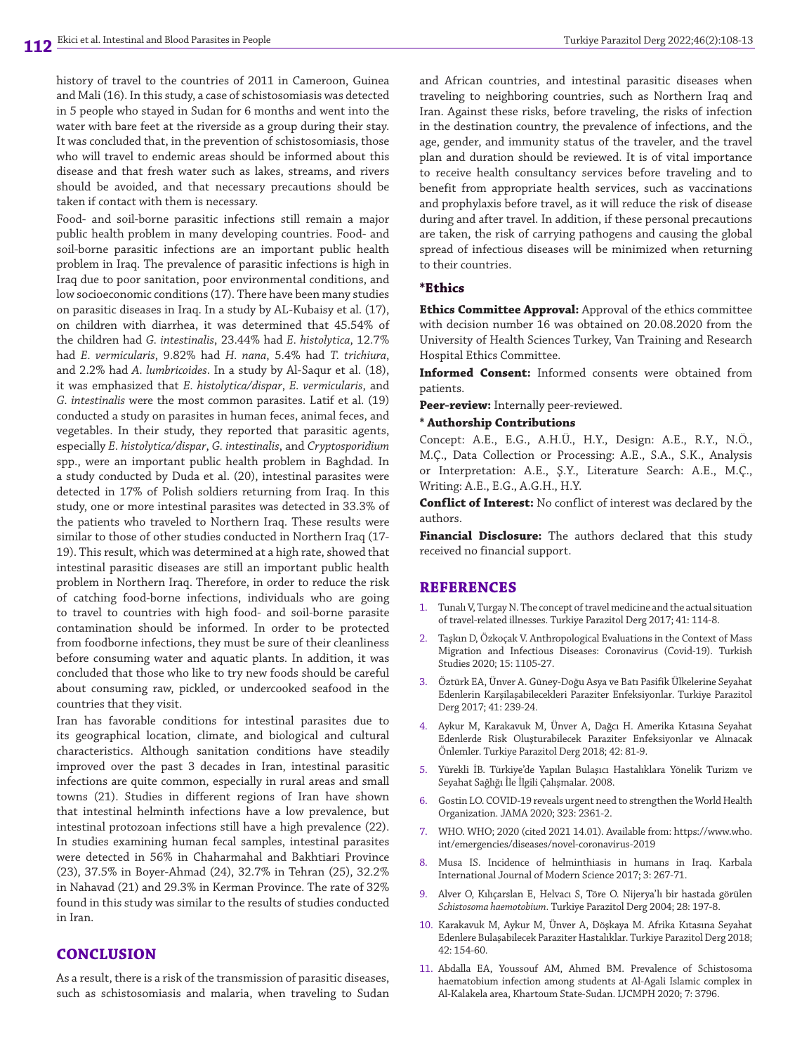history of travel to the countries of 2011 in Cameroon, Guinea and Mali (16). In this study, a case of schistosomiasis was detected in 5 people who stayed in Sudan for 6 months and went into the water with bare feet at the riverside as a group during their stay. It was concluded that, in the prevention of schistosomiasis, those who will travel to endemic areas should be informed about this disease and that fresh water such as lakes, streams, and rivers should be avoided, and that necessary precautions should be taken if contact with them is necessary.

Food- and soil-borne parasitic infections still remain a major public health problem in many developing countries. Food- and soil-borne parasitic infections are an important public health problem in Iraq. The prevalence of parasitic infections is high in Iraq due to poor sanitation, poor environmental conditions, and low socioeconomic conditions (17). There have been many studies on parasitic diseases in Iraq. In a study by AL-Kubaisy et al. (17), on children with diarrhea, it was determined that 45.54% of the children had *G. intestinalis*, 23.44% had *E. histolytica*, 12.7% had *E. vermicularis*, 9.82% had *H. nana*, 5.4% had *T. trichiura*, and 2.2% had *A. lumbricoides*. In a study by Al-Saqur et al. (18), it was emphasized that *E. histolytica/dispar*, *E. vermicularis*, and *G. intestinalis* were the most common parasites. Latif et al. (19) conducted a study on parasites in human feces, animal feces, and vegetables. In their study, they reported that parasitic agents, especially *E. histolytica/dispar*, *G. intestinalis*, and *Cryptosporidium* spp., were an important public health problem in Baghdad. In a study conducted by Duda et al. (20), intestinal parasites were detected in 17% of Polish soldiers returning from Iraq. In this study, one or more intestinal parasites was detected in 33.3% of the patients who traveled to Northern Iraq. These results were similar to those of other studies conducted in Northern Iraq (17-19). This result, which was determined at a high rate, showed that intestinal parasitic diseases are still an important public health problem in Northern Iraq. Therefore, in order to reduce the risk of catching food-borne infections, individuals who are going to travel to countries with high food- and soil-borne parasite contamination should be informed. In order to be protected from foodborne infections, they must be sure of their cleanliness before consuming water and aquatic plants. In addition, it was concluded that those who like to try new foods should be careful about consuming raw, pickled, or undercooked seafood in the countries that they visit.

Iran has favorable conditions for intestinal parasites due to its geographical location, climate, and biological and cultural characteristics. Although sanitation conditions have steadily improved over the past 3 decades in Iran, intestinal parasitic infections are quite common, especially in rural areas and small towns (21). Studies in different regions of Iran have shown that intestinal helminth infections have a low prevalence, but intestinal protozoan infections still have a high prevalence (22). In studies examining human fecal samples, intestinal parasites were detected in 56% in Chaharmahal and Bakhtiari Province (23), 37.5% in Boyer-Ahmad (24), 32.7% in Tehran (25), 32.2% in Nahavad (21) and 29.3% in Kerman Province. The rate of 32% found in this study was similar to the results of studies conducted in Iran.

## CONCLUSION

As a result, there is a risk of the transmission of parasitic diseases, such as schistosomiasis and malaria, when traveling to Sudan and African countries, and intestinal parasitic diseases when traveling to neighboring countries, such as Northern Iraq and Iran. Against these risks, before traveling, the risks of infection in the destination country, the prevalence of infections, and the age, gender, and immunity status of the traveler, and the travel plan and duration should be reviewed. It is of vital importance to receive health consultancy services before traveling and to benefit from appropriate health services, such as vaccinations and prophylaxis before travel, as it will reduce the risk of disease during and after travel. In addition, if these personal precautions are taken, the risk of carrying pathogens and causing the global spread of infectious diseases will be minimized when returning to their countries.

### *Ethics

**Ethics Committee Approval:** Approval of the ethics committee with decision number 16 was obtained on 20.08.2020 from the University of Health Sciences Turkey, Van Training and Research Hospital Ethics Committee.

**Informed Consent:** Informed consents were obtained from patients.

**Peer-review:** Internally peer-reviewed.

**\* Authorship Contributions**

Concept: A.E., E.G., A.H.Ü., H.Y., Design: A.E., R.Y., N.Ö., M.Ç., Data Collection or Processing: A.E., S.A., S.K., Analysis or Interpretation: A.E., Ş.Y., Literature Search: A.E., M.Ç., Writing: A.E., E.G., A.G.H., H.Y.

**Conflict of Interest:** No conflict of interest was declared by the authors.

**Financial Disclosure:** The authors declared that this study received no financial support.

## REFERENCES

1. Tunalı V, Turgay N. The concept of travel medicine and the actual situation of travel-related illnesses. Turkiye Parazitol Derg 2017; 41: 114-8.
2. Taşkın D, Özkoçak V. Anthropological Evaluations in the Context of Mass Migration and Infectious Diseases: Coronavirus (Covid-19). Turkish Studies 2020; 15: 1105-27.
3. Öztürk EA, Ünver A. Güney-Doğu Asya ve Batı Pasifik Ülkelerine Seyahat Edenlerin Karşılaşabilecekleri Paraziter Enfeksiyonlar. Turkiye Parazitol Derg 2017; 41: 239-24.
4. Aykur M, Karakavuk M, Ünver A, Dağcı H. Amerika Kıtasına Seyahat Edenlerde Risk Oluşturabilecek Paraziter Enfeksiyonlar ve Alınacak Önlemler. Turkiye Parazitol Derg 2018; 42: 81-9.
5. Yürekli İB. Türkiye'de Yapılan Bulaşıcı Hastalıklara Yönelik Turizm ve Seyahat Sağlığı İle İlgili Çalışmalar. 2008.
6. Gostin LO. COVID-19 reveals urgent need to strengthen the World Health Organization. JAMA 2020; 323: 2361-2.
7. WHO. WHO; 2020 (cited 2021 14.01). Available from: https://www.who.int/emergencies/diseases/novel-coronavirus-2019
8. Musa IS. Incidence of helminthiasis in humans in Iraq. Karbala International Journal of Modern Science 2017; 3: 267-71.
9. Alver O, Kılıçarslan E, Helvacı S, Töre O. Nijerya'lı bir hastada görülen *Schistosoma haemotobium*. Turkiye Parazitol Derg 2004; 28: 197-8.
10. Karakavuk M, Aykur M, Ünver A, Döşkaya M. Afrika Kıtasına Seyahat Edenlere Bulaşabilecek Paraziter Hastalıklar. Turkiye Parazitol Derg 2018; 42: 154-60.
11. Abdalla EA, Youssouf AM, Ahmed BM. Prevalence of Schistosoma haematobium infection among students at Al-Agali Islamic complex in Al-Kalakela area, Khartoum State-Sudan. IJCMPH 2020; 7: 3796.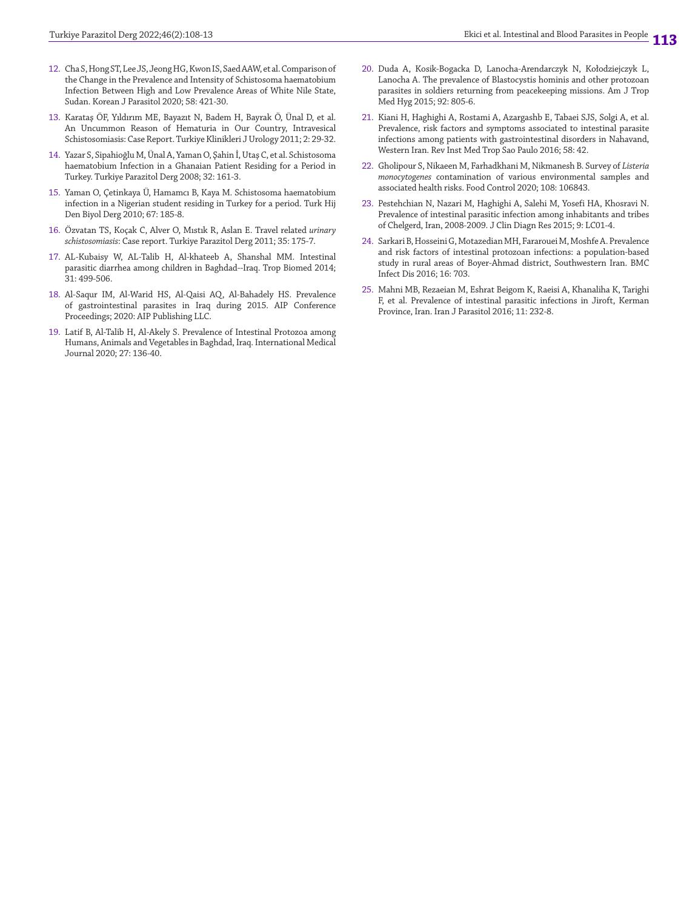12. Cha S, Hong ST, Lee JS, Jeong HG, Kwon IS, Saed AAW, et al. Comparison of the Change in the Prevalence and Intensity of Schistosoma haematobium Infection Between High and Low Prevalence Areas of White Nile State, Sudan. Korean J Parasitol 2020; 58: 421-30.
13. Karataş ÖF, Yıldırım ME, Bayazıt N, Badem H, Bayrak Ö, Ünal D, et al. An Uncummon Reason of Hematuria in Our Country, Intravesical Schistosomiasis: Case Report. Turkiye Klinikleri J Urology 2011; 2: 29-32.
14. Yazar S, Sipahioğlu M, Ünal A, Yaman O, Şahin İ, Utaş C, et al. Schistosoma haematobium Infection in a Ghanaian Patient Residing for a Period in Turkey. Turkiye Parazitol Derg 2008; 32: 161-3.
15. Yaman O, Çetinkaya Ü, Hamamcı B, Kaya M. Schistosoma haematobium infection in a Nigerian student residing in Turkey for a period. Turk Hij Den Biyol Derg 2010; 67: 185-8.
16. Özvatan TS, Koçak C, Alver O, Mıstık R, Aslan E. Travel related *urinary schistosomiasis*: Case report. Turkiye Parazitol Derg 2011; 35: 175-7.
17. AL-Kubaisy W, AL-Talib H, Al-khateeb A, Shanshal MM. Intestinal parasitic diarrhea among children in Baghdad--Iraq. Trop Biomed 2014; 31: 499-506.
18. Al-Saqur IM, Al-Warid HS, Al-Qaisi AQ, Al-Bahadely HS. Prevalence of gastrointestinal parasites in Iraq during 2015. AIP Conference Proceedings; 2020: AIP Publishing LLC.
19. Latif B, Al-Talib H, Al-Akely S. Prevalence of Intestinal Protozoa among Humans, Animals and Vegetables in Baghdad, Iraq. International Medical Journal 2020; 27: 136-40.
20. Duda A, Kosik-Bogacka D, Lanocha-Arendarczyk N, Kołodziejczyk L, Lanocha A. The prevalence of Blastocystis hominis and other protozoan parasites in soldiers returning from peacekeeping missions. Am J Trop Med Hyg 2015; 92: 805-6.
21. Kiani H, Haghighi A, Rostami A, Azargashb E, Tabaei SJS, Solgi A, et al. Prevalence, risk factors and symptoms associated to intestinal parasite infections among patients with gastrointestinal disorders in Nahavand, Western Iran. Rev Inst Med Trop Sao Paulo 2016; 58: 42.
22. Gholipour S, Nikaeen M, Farhadkhani M, Nikmanesh B. Survey of *Listeria monocytogenes* contamination of various environmental samples and associated health risks. Food Control 2020; 108: 106843.
23. Pestehchian N, Nazari M, Haghighi A, Salehi M, Yosefi HA, Khosravi N. Prevalence of intestinal parasitic infection among inhabitants and tribes of Chelgerd, Iran, 2008-2009. J Clin Diagn Res 2015; 9: LC01-4.
24. Sarkari B, Hosseini G, Motazedian MH, Fararouei M, Moshfe A. Prevalence and risk factors of intestinal protozoan infections: a population-based study in rural areas of Boyer-Ahmad district, Southwestern Iran. BMC Infect Dis 2016; 16: 703.
25. Mahni MB, Rezaeian M, Eshrat Beigom K, Raeisi A, Khanaliha K, Tarighi F, et al. Prevalence of intestinal parasitic infections in Jiroft, Kerman Province, Iran. Iran J Parasitol 2016; 11: 232-8.